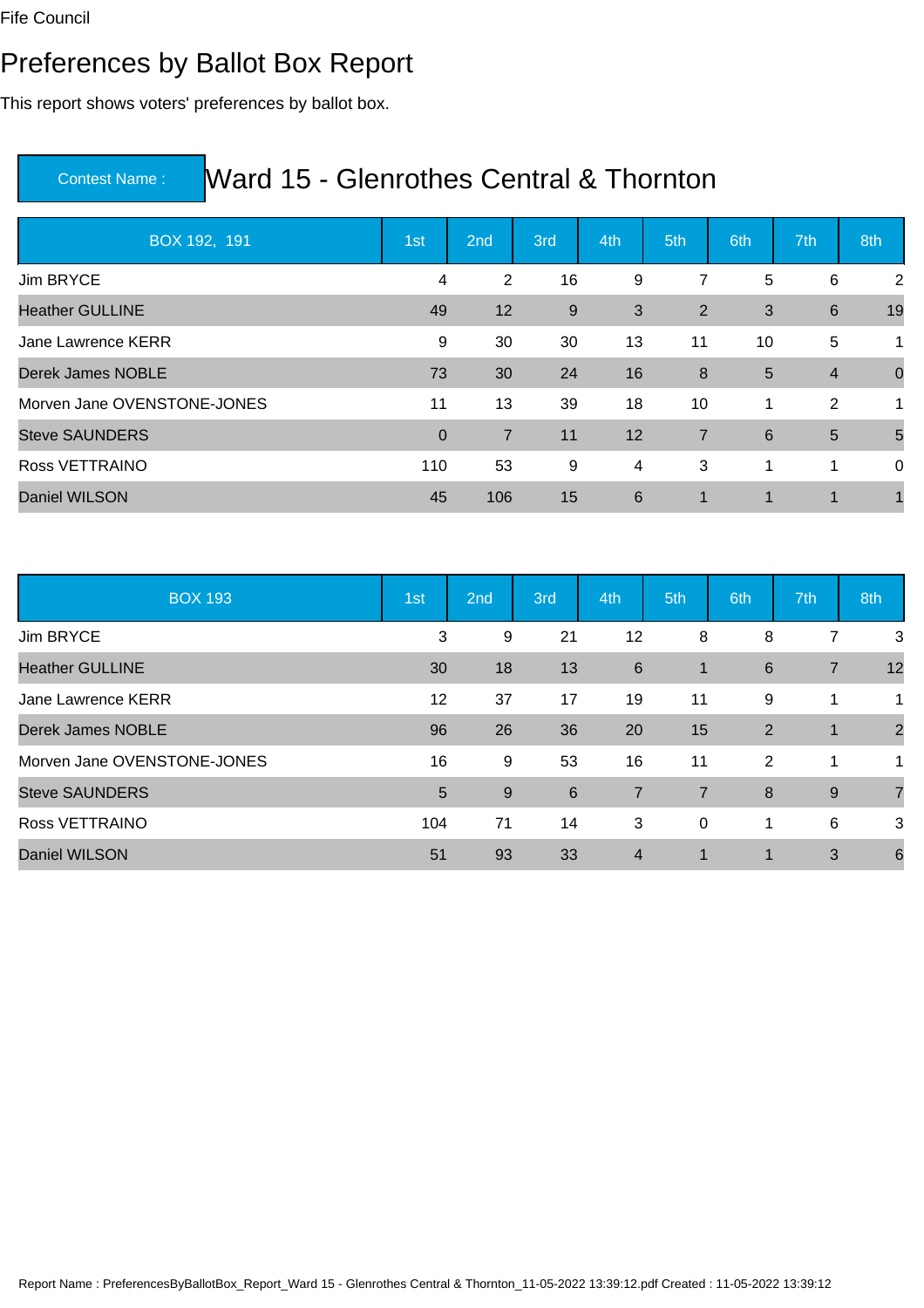Fife Council

# Preferences by Ballot Box Report

This report shows voters' preferences by ballot box.

## Contest Name : Ward 15 - Glenrothes Central & Thornton

| BOX 192, 191 | 1st | 2nd | 3rd | 4th | 5th | 6th | 7th | 8th |
|---|---|---|---|---|---|---|---|---|
| Jim BRYCE | 4 | 2 | 16 | 9 | 7 | 5 | 6 | 2 |
| Heather GULLINE | 49 | 12 | 9 | 3 | 2 | 3 | 6 | 19 |
| Jane Lawrence KERR | 9 | 30 | 30 | 13 | 11 | 10 | 5 | 1 |
| Derek James NOBLE | 73 | 30 | 24 | 16 | 8 | 5 | 4 | 0 |
| Morven Jane OVENSTONE-JONES | 11 | 13 | 39 | 18 | 10 | 1 | 2 | 1 |
| Steve SAUNDERS | 0 | 7 | 11 | 12 | 7 | 6 | 5 | 5 |
| Ross VETTRAINO | 110 | 53 | 9 | 4 | 3 | 1 | 1 | 0 |
| Daniel WILSON | 45 | 106 | 15 | 6 | 1 | 1 | 1 | 1 |

| BOX 193 | 1st | 2nd | 3rd | 4th | 5th | 6th | 7th | 8th |
|---|---|---|---|---|---|---|---|---|
| Jim BRYCE | 3 | 9 | 21 | 12 | 8 | 8 | 7 | 3 |
| Heather GULLINE | 30 | 18 | 13 | 6 | 1 | 6 | 7 | 12 |
| Jane Lawrence KERR | 12 | 37 | 17 | 19 | 11 | 9 | 1 | 1 |
| Derek James NOBLE | 96 | 26 | 36 | 20 | 15 | 2 | 1 | 2 |
| Morven Jane OVENSTONE-JONES | 16 | 9 | 53 | 16 | 11 | 2 | 1 | 1 |
| Steve SAUNDERS | 5 | 9 | 6 | 7 | 7 | 8 | 9 | 7 |
| Ross VETTRAINO | 104 | 71 | 14 | 3 | 0 | 1 | 6 | 3 |
| Daniel WILSON | 51 | 93 | 33 | 4 | 1 | 1 | 3 | 6 |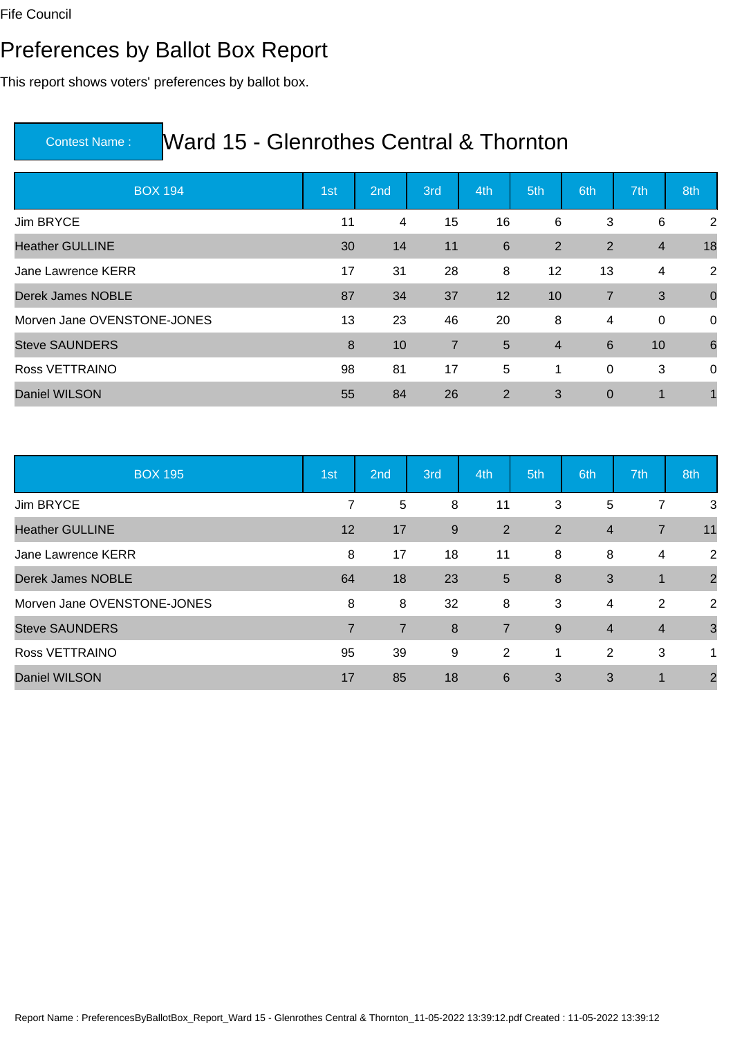Fife Council

# Preferences by Ballot Box Report

This report shows voters' preferences by ballot box.

## Contest Name : Ward 15 - Glenrothes Central & Thornton

| BOX 194 | 1st | 2nd | 3rd | 4th | 5th | 6th | 7th | 8th |
|---|---|---|---|---|---|---|---|---|
| Jim BRYCE | 11 | 4 | 15 | 16 | 6 | 3 | 6 | 2 |
| Heather GULLINE | 30 | 14 | 11 | 6 | 2 | 2 | 4 | 18 |
| Jane Lawrence KERR | 17 | 31 | 28 | 8 | 12 | 13 | 4 | 2 |
| Derek James NOBLE | 87 | 34 | 37 | 12 | 10 | 7 | 3 | 0 |
| Morven Jane OVENSTONE-JONES | 13 | 23 | 46 | 20 | 8 | 4 | 0 | 0 |
| Steve SAUNDERS | 8 | 10 | 7 | 5 | 4 | 6 | 10 | 6 |
| Ross VETTRAINO | 98 | 81 | 17 | 5 | 1 | 0 | 3 | 0 |
| Daniel WILSON | 55 | 84 | 26 | 2 | 3 | 0 | 1 | 1 |

| BOX 195 | 1st | 2nd | 3rd | 4th | 5th | 6th | 7th | 8th |
|---|---|---|---|---|---|---|---|---|
| Jim BRYCE | 7 | 5 | 8 | 11 | 3 | 5 | 7 | 3 |
| Heather GULLINE | 12 | 17 | 9 | 2 | 2 | 4 | 7 | 11 |
| Jane Lawrence KERR | 8 | 17 | 18 | 11 | 8 | 8 | 4 | 2 |
| Derek James NOBLE | 64 | 18 | 23 | 5 | 8 | 3 | 1 | 2 |
| Morven Jane OVENSTONE-JONES | 8 | 8 | 32 | 8 | 3 | 4 | 2 | 2 |
| Steve SAUNDERS | 7 | 7 | 8 | 7 | 9 | 4 | 4 | 3 |
| Ross VETTRAINO | 95 | 39 | 9 | 2 | 1 | 2 | 3 | 1 |
| Daniel WILSON | 17 | 85 | 18 | 6 | 3 | 3 | 1 | 2 |

Report Name : PreferencesByBallotBox_Report_Ward 15 - Glenrothes Central & Thornton_11-05-2022 13:39:12.pdf Created : 11-05-2022 13:39:12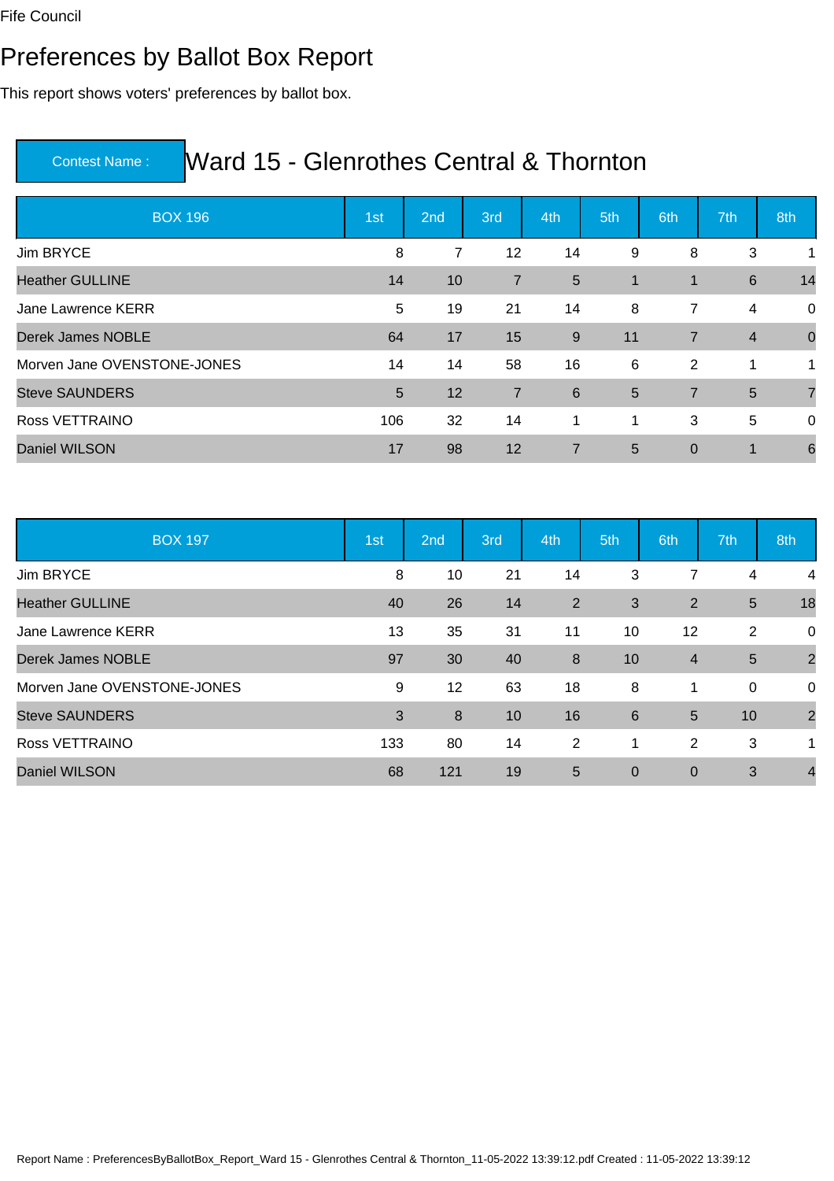Fife Council

# Preferences by Ballot Box Report

This report shows voters' preferences by ballot box.

**Contest Name :** Ward 15 - Glenrothes Central & Thornton

| BOX 196 | 1st | 2nd | 3rd | 4th | 5th | 6th | 7th | 8th |
|---|---|---|---|---|---|---|---|---|
| Jim BRYCE | 8 | 7 | 12 | 14 | 9 | 8 | 3 | 1 |
| Heather GULLINE | 14 | 10 | 7 | 5 | 1 | 1 | 6 | 14 |
| Jane Lawrence KERR | 5 | 19 | 21 | 14 | 8 | 7 | 4 | 0 |
| Derek James NOBLE | 64 | 17 | 15 | 9 | 11 | 7 | 4 | 0 |
| Morven Jane OVENSTONE-JONES | 14 | 14 | 58 | 16 | 6 | 2 | 1 | 1 |
| Steve SAUNDERS | 5 | 12 | 7 | 6 | 5 | 7 | 5 | 7 |
| Ross VETTRAINO | 106 | 32 | 14 | 1 | 1 | 3 | 5 | 0 |
| Daniel WILSON | 17 | 98 | 12 | 7 | 5 | 0 | 1 | 6 |

| BOX 197 | 1st | 2nd | 3rd | 4th | 5th | 6th | 7th | 8th |
|---|---|---|---|---|---|---|---|---|
| Jim BRYCE | 8 | 10 | 21 | 14 | 3 | 7 | 4 | 4 |
| Heather GULLINE | 40 | 26 | 14 | 2 | 3 | 2 | 5 | 18 |
| Jane Lawrence KERR | 13 | 35 | 31 | 11 | 10 | 12 | 2 | 0 |
| Derek James NOBLE | 97 | 30 | 40 | 8 | 10 | 4 | 5 | 2 |
| Morven Jane OVENSTONE-JONES | 9 | 12 | 63 | 18 | 8 | 1 | 0 | 0 |
| Steve SAUNDERS | 3 | 8 | 10 | 16 | 6 | 5 | 10 | 2 |
| Ross VETTRAINO | 133 | 80 | 14 | 2 | 1 | 2 | 3 | 1 |
| Daniel WILSON | 68 | 121 | 19 | 5 | 0 | 0 | 3 | 4 |

Report Name : PreferencesByBallotBox_Report_Ward 15 - Glenrothes Central & Thornton_11-05-2022 13:39:12.pdf Created : 11-05-2022 13:39:12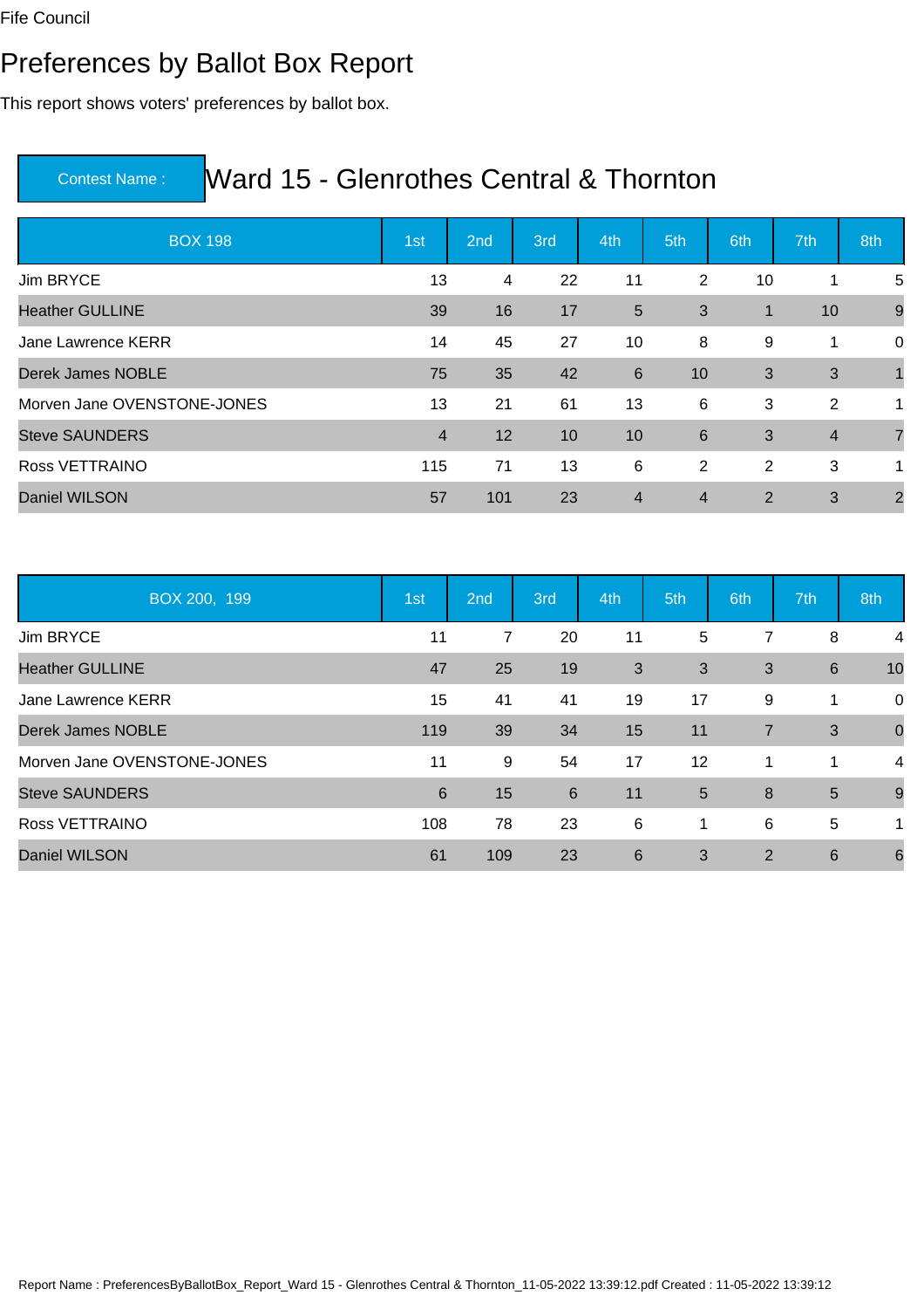Fife Council

# Preferences by Ballot Box Report

This report shows voters' preferences by ballot box.

**Contest Name :** Ward 15 - Glenrothes Central & Thornton

| BOX 198 | 1st | 2nd | 3rd | 4th | 5th | 6th | 7th | 8th |
|---|---|---|---|---|---|---|---|---|
| Jim BRYCE | 13 | 4 | 22 | 11 | 2 | 10 | 1 | 5 |
| Heather GULLINE | 39 | 16 | 17 | 5 | 3 | 1 | 10 | 9 |
| Jane Lawrence KERR | 14 | 45 | 27 | 10 | 8 | 9 | 1 | 0 |
| Derek James NOBLE | 75 | 35 | 42 | 6 | 10 | 3 | 3 | 1 |
| Morven Jane OVENSTONE-JONES | 13 | 21 | 61 | 13 | 6 | 3 | 2 | 1 |
| Steve SAUNDERS | 4 | 12 | 10 | 10 | 6 | 3 | 4 | 7 |
| Ross VETTRAINO | 115 | 71 | 13 | 6 | 2 | 2 | 3 | 1 |
| Daniel WILSON | 57 | 101 | 23 | 4 | 4 | 2 | 3 | 2 |

| BOX 200, 199 | 1st | 2nd | 3rd | 4th | 5th | 6th | 7th | 8th |
|---|---|---|---|---|---|---|---|---|
| Jim BRYCE | 11 | 7 | 20 | 11 | 5 | 7 | 8 | 4 |
| Heather GULLINE | 47 | 25 | 19 | 3 | 3 | 3 | 6 | 10 |
| Jane Lawrence KERR | 15 | 41 | 41 | 19 | 17 | 9 | 1 | 0 |
| Derek James NOBLE | 119 | 39 | 34 | 15 | 11 | 7 | 3 | 0 |
| Morven Jane OVENSTONE-JONES | 11 | 9 | 54 | 17 | 12 | 1 | 1 | 4 |
| Steve SAUNDERS | 6 | 15 | 6 | 11 | 5 | 8 | 5 | 9 |
| Ross VETTRAINO | 108 | 78 | 23 | 6 | 1 | 6 | 5 | 1 |
| Daniel WILSON | 61 | 109 | 23 | 6 | 3 | 2 | 6 | 6 |

Report Name : PreferencesByBallotBox_Report_Ward 15 - Glenrothes Central & Thornton_11-05-2022 13:39:12.pdf Created : 11-05-2022 13:39:12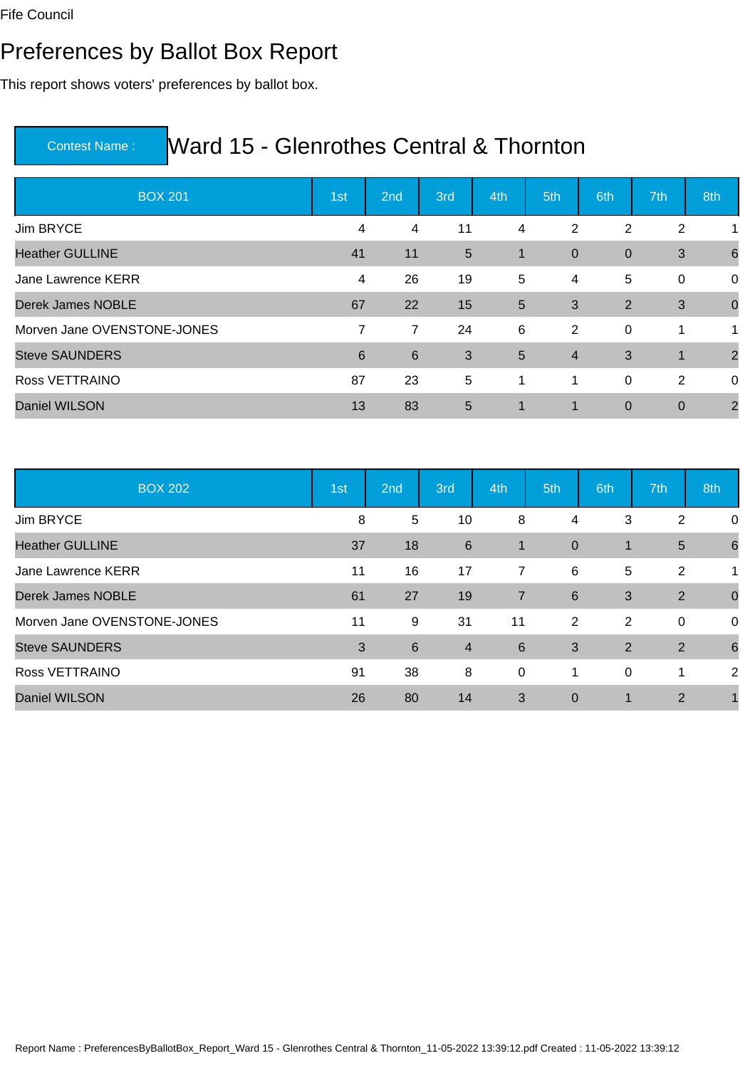Fife Council

# Preferences by Ballot Box Report

This report shows voters' preferences by ballot box.

**Contest Name :** Ward 15 - Glenrothes Central & Thornton

| BOX 201 | 1st | 2nd | 3rd | 4th | 5th | 6th | 7th | 8th |
|---|---|---|---|---|---|---|---|---|
| Jim BRYCE | 4 | 4 | 11 | 4 | 2 | 2 | 2 | 1 |
| Heather GULLINE | 41 | 11 | 5 | 1 | 0 | 0 | 3 | 6 |
| Jane Lawrence KERR | 4 | 26 | 19 | 5 | 4 | 5 | 0 | 0 |
| Derek James NOBLE | 67 | 22 | 15 | 5 | 3 | 2 | 3 | 0 |
| Morven Jane OVENSTONE-JONES | 7 | 7 | 24 | 6 | 2 | 0 | 1 | 1 |
| Steve SAUNDERS | 6 | 6 | 3 | 5 | 4 | 3 | 1 | 2 |
| Ross VETTRAINO | 87 | 23 | 5 | 1 | 1 | 0 | 2 | 0 |
| Daniel WILSON | 13 | 83 | 5 | 1 | 1 | 0 | 0 | 2 |

| BOX 202 | 1st | 2nd | 3rd | 4th | 5th | 6th | 7th | 8th |
|---|---|---|---|---|---|---|---|---|
| Jim BRYCE | 8 | 5 | 10 | 8 | 4 | 3 | 2 | 0 |
| Heather GULLINE | 37 | 18 | 6 | 1 | 0 | 1 | 5 | 6 |
| Jane Lawrence KERR | 11 | 16 | 17 | 7 | 6 | 5 | 2 | 1 |
| Derek James NOBLE | 61 | 27 | 19 | 7 | 6 | 3 | 2 | 0 |
| Morven Jane OVENSTONE-JONES | 11 | 9 | 31 | 11 | 2 | 2 | 0 | 0 |
| Steve SAUNDERS | 3 | 6 | 4 | 6 | 3 | 2 | 2 | 6 |
| Ross VETTRAINO | 91 | 38 | 8 | 0 | 1 | 0 | 1 | 2 |
| Daniel WILSON | 26 | 80 | 14 | 3 | 0 | 1 | 2 | 1 |

Report Name : PreferencesByBallotBox_Report_Ward 15 - Glenrothes Central & Thornton_11-05-2022 13:39:12.pdf Created : 11-05-2022 13:39:12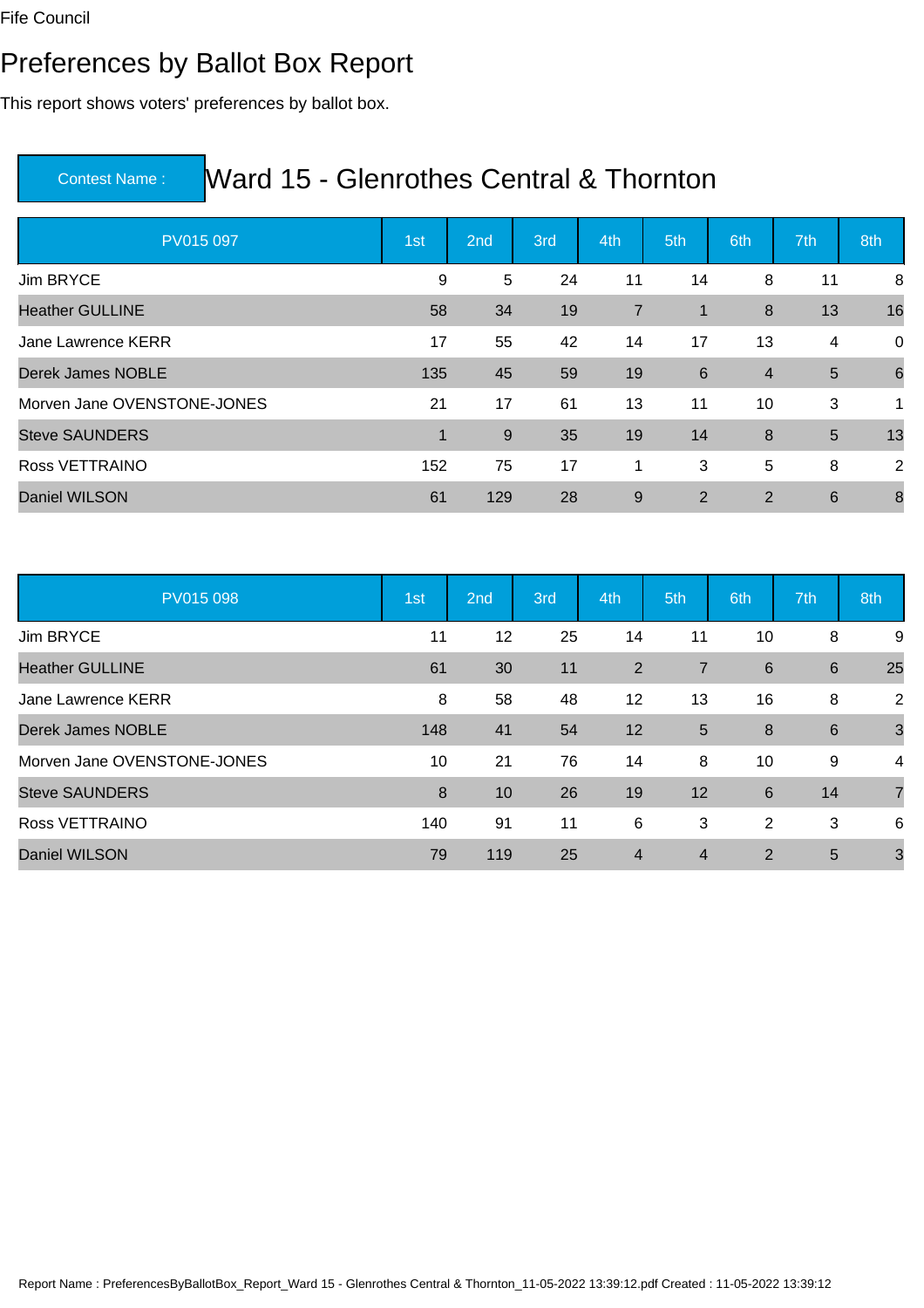Fife Council

# Preferences by Ballot Box Report

This report shows voters' preferences by ballot box.

## Contest Name : Ward 15 - Glenrothes Central & Thornton

| PV015 097 | 1st | 2nd | 3rd | 4th | 5th | 6th | 7th | 8th |
|---|---|---|---|---|---|---|---|---|
| Jim BRYCE | 9 | 5 | 24 | 11 | 14 | 8 | 11 | 8 |
| Heather GULLINE | 58 | 34 | 19 | 7 | 1 | 8 | 13 | 16 |
| Jane Lawrence KERR | 17 | 55 | 42 | 14 | 17 | 13 | 4 | 0 |
| Derek James NOBLE | 135 | 45 | 59 | 19 | 6 | 4 | 5 | 6 |
| Morven Jane OVENSTONE-JONES | 21 | 17 | 61 | 13 | 11 | 10 | 3 | 1 |
| Steve SAUNDERS | 1 | 9 | 35 | 19 | 14 | 8 | 5 | 13 |
| Ross VETTRAINO | 152 | 75 | 17 | 1 | 3 | 5 | 8 | 2 |
| Daniel WILSON | 61 | 129 | 28 | 9 | 2 | 2 | 6 | 8 |

| PV015 098 | 1st | 2nd | 3rd | 4th | 5th | 6th | 7th | 8th |
|---|---|---|---|---|---|---|---|---|
| Jim BRYCE | 11 | 12 | 25 | 14 | 11 | 10 | 8 | 9 |
| Heather GULLINE | 61 | 30 | 11 | 2 | 7 | 6 | 6 | 25 |
| Jane Lawrence KERR | 8 | 58 | 48 | 12 | 13 | 16 | 8 | 2 |
| Derek James NOBLE | 148 | 41 | 54 | 12 | 5 | 8 | 6 | 3 |
| Morven Jane OVENSTONE-JONES | 10 | 21 | 76 | 14 | 8 | 10 | 9 | 4 |
| Steve SAUNDERS | 8 | 10 | 26 | 19 | 12 | 6 | 14 | 7 |
| Ross VETTRAINO | 140 | 91 | 11 | 6 | 3 | 2 | 3 | 6 |
| Daniel WILSON | 79 | 119 | 25 | 4 | 4 | 2 | 5 | 3 |

Report Name : PreferencesByBallotBox_Report_Ward 15 - Glenrothes Central & Thornton_11-05-2022 13:39:12.pdf Created : 11-05-2022 13:39:12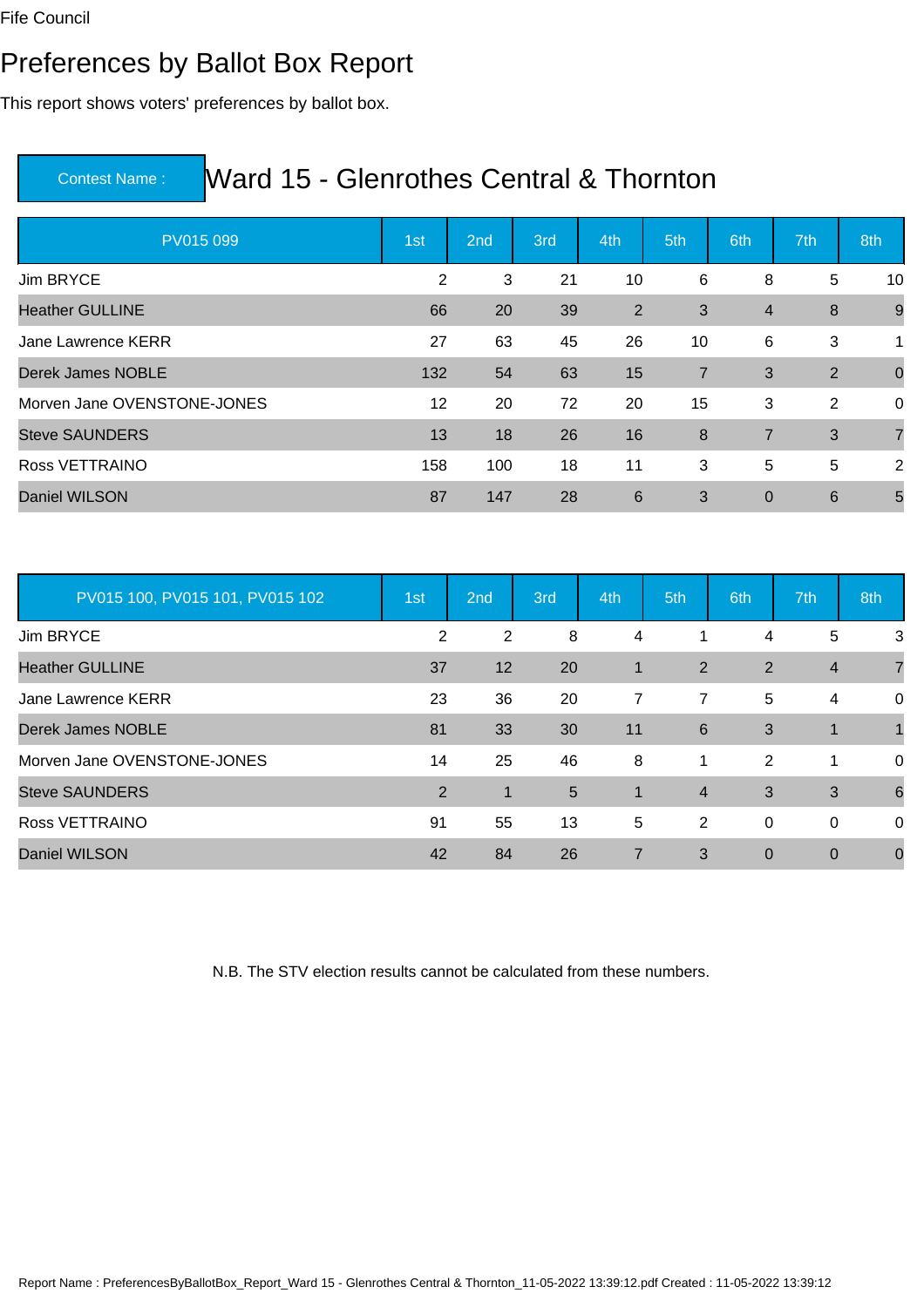Fife Council

# Preferences by Ballot Box Report

This report shows voters' preferences by ballot box.

**Contest Name :** Ward 15 - Glenrothes Central & Thornton

| PV015 099 | 1st | 2nd | 3rd | 4th | 5th | 6th | 7th | 8th |
|---|---|---|---|---|---|---|---|---|
| Jim BRYCE | 2 | 3 | 21 | 10 | 6 | 8 | 5 | 10 |
| Heather GULLINE | 66 | 20 | 39 | 2 | 3 | 4 | 8 | 9 |
| Jane Lawrence KERR | 27 | 63 | 45 | 26 | 10 | 6 | 3 | 1 |
| Derek James NOBLE | 132 | 54 | 63 | 15 | 7 | 3 | 2 | 0 |
| Morven Jane OVENSTONE-JONES | 12 | 20 | 72 | 20 | 15 | 3 | 2 | 0 |
| Steve SAUNDERS | 13 | 18 | 26 | 16 | 8 | 7 | 3 | 7 |
| Ross VETTRAINO | 158 | 100 | 18 | 11 | 3 | 5 | 5 | 2 |
| Daniel WILSON | 87 | 147 | 28 | 6 | 3 | 0 | 6 | 5 |

| PV015 100, PV015 101, PV015 102 | 1st | 2nd | 3rd | 4th | 5th | 6th | 7th | 8th |
|---|---|---|---|---|---|---|---|---|
| Jim BRYCE | 2 | 2 | 8 | 4 | 1 | 4 | 5 | 3 |
| Heather GULLINE | 37 | 12 | 20 | 1 | 2 | 2 | 4 | 7 |
| Jane Lawrence KERR | 23 | 36 | 20 | 7 | 7 | 5 | 4 | 0 |
| Derek James NOBLE | 81 | 33 | 30 | 11 | 6 | 3 | 1 | 1 |
| Morven Jane OVENSTONE-JONES | 14 | 25 | 46 | 8 | 1 | 2 | 1 | 0 |
| Steve SAUNDERS | 2 | 1 | 5 | 1 | 4 | 3 | 3 | 6 |
| Ross VETTRAINO | 91 | 55 | 13 | 5 | 2 | 0 | 0 | 0 |
| Daniel WILSON | 42 | 84 | 26 | 7 | 3 | 0 | 0 | 0 |

N.B. The STV election results cannot be calculated from these numbers.

Report Name : PreferencesByBallotBox_Report_Ward 15 - Glenrothes Central & Thornton_11-05-2022 13:39:12.pdf Created : 11-05-2022 13:39:12